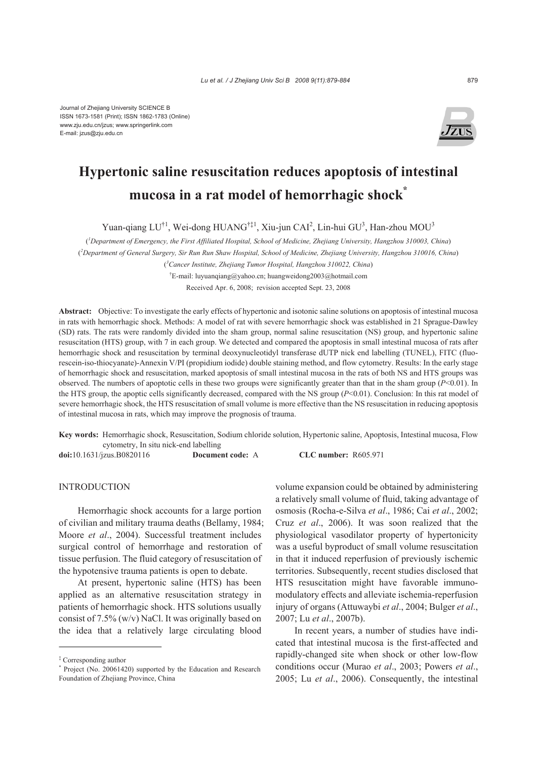Journal of Zhejiang University SCIENCE B
ISSN 1673-1581 (Print); ISSN 1862-1783 (Online)
www.zju.edu.cn/jzus; www.springerlink.com
E-mail: jzus@zju.edu.cn

# Hypertonic saline resuscitation reduces apoptosis of intestinal mucosa in a rat model of hemorrhagic shock*

Yuan-qiang LU[†1], Wei-dong HUANG[†‡1], Xiu-jun CAI[2], Lin-hui GU[3], Han-zhou MOU[3]

([1]Department of Emergency, the First Affiliated Hospital, School of Medicine, Zhejiang University, Hangzhou 310003, China)

([2]Department of General Surgery, Sir Run Run Shaw Hospital, School of Medicine, Zhejiang University, Hangzhou 310016, China)

([3]Cancer Institute, Zhejiang Tumor Hospital, Hangzhou 310022, China)

[†]E-mail: luyuanqiang@yahoo.cn; huangweidong2003@hotmail.com

Received Apr. 6, 2008; revision accepted Sept. 23, 2008

**Abstract:** Objective: To investigate the early effects of hypertonic and isotonic saline solutions on apoptosis of intestinal mucosa in rats with hemorrhagic shock. Methods: A model of rat with severe hemorrhagic shock was established in 21 Sprague-Dawley (SD) rats. The rats were randomly divided into the sham group, normal saline resuscitation (NS) group, and hypertonic saline resuscitation (HTS) group, with 7 in each group. We detected and compared the apoptosis in small intestinal mucosa of rats after hemorrhagic shock and resuscitation by terminal deoxynucleotidyl transferase dUTP nick end labelling (TUNEL), FITC (fluorescein-iso-thiocyanate)-Annexin V/PI (propidium iodide) double staining method, and flow cytometry. Results: In the early stage of hemorrhagic shock and resuscitation, marked apoptosis of small intestinal mucosa in the rats of both NS and HTS groups was observed. The numbers of apoptotic cells in these two groups were significantly greater than that in the sham group ($P<0.01$). In the HTS group, the apoptic cells significantly decreased, compared with the NS group ($P<0.01$). Conclusion: In this rat model of severe hemorrhagic shock, the HTS resuscitation of small volume is more effective than the NS resuscitation in reducing apoptosis of intestinal mucosa in rats, which may improve the prognosis of trauma.

**Key words:** Hemorrhagic shock, Resuscitation, Sodium chloride solution, Hypertonic saline, Apoptosis, Intestinal mucosa, Flow cytometry, In situ nick-end labelling

**doi:**10.1631/jzus.B0820116 **Document code:** A **CLC number:** R605.971

## INTRODUCTION

Hemorrhagic shock accounts for a large portion of civilian and military trauma deaths (Bellamy, 1984; Moore *et al*., 2004). Successful treatment includes surgical control of hemorrhage and restoration of tissue perfusion. The fluid category of resuscitation of the hypotensive trauma patients is open to debate.

At present, hypertonic saline (HTS) has been applied as an alternative resuscitation strategy in patients of hemorrhagic shock. HTS solutions usually consist of 7.5% (w/v) NaCl. It was originally based on the idea that a relatively large circulating blood volume expansion could be obtained by administering a relatively small volume of fluid, taking advantage of osmosis (Rocha-e-Silva *et al*., 1986; Cai *et al*., 2002; Cruz *et al*., 2006). It was soon realized that the physiological vasodilator property of hypertonicity was a useful byproduct of small volume resuscitation in that it induced reperfusion of previously ischemic territories. Subsequently, recent studies disclosed that HTS resuscitation might have favorable immunomodulatory effects and alleviate ischemia-reperfusion injury of organs (Attuwaybi *et al*., 2004; Bulger *et al*., 2007; Lu *et al*., 2007b).

In recent years, a number of studies have indicated that intestinal mucosa is the first-affected and rapidly-changed site when shock or other low-flow conditions occur (Murao *et al*., 2003; Powers *et al*., 2005; Lu *et al*., 2006). Consequently, the intestinal

---

[‡] Corresponding author

[*] Project (No. 20061420) supported by the Education and Research Foundation of Zhejiang Province, China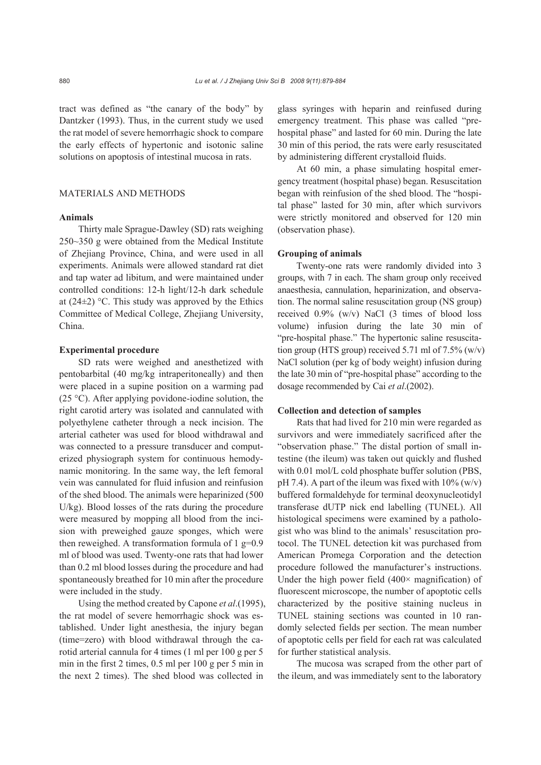tract was defined as "the canary of the body" by Dantzker (1993). Thus, in the current study we used the rat model of severe hemorrhagic shock to compare the early effects of hypertonic and isotonic saline solutions on apoptosis of intestinal mucosa in rats.

## MATERIALS AND METHODS

### Animals

Thirty male Sprague-Dawley (SD) rats weighing 250~350 g were obtained from the Medical Institute of Zhejiang Province, China, and were used in all experiments. Animals were allowed standard rat diet and tap water ad libitum, and were maintained under controlled conditions: 12-h light/12-h dark schedule at (24±2) °C. This study was approved by the Ethics Committee of Medical College, Zhejiang University, China.

### Experimental procedure

SD rats were weighed and anesthetized with pentobarbital (40 mg/kg intraperitoneally) and then were placed in a supine position on a warming pad (25 °C). After applying povidone-iodine solution, the right carotid artery was isolated and cannulated with polyethylene catheter through a neck incision. The arterial catheter was used for blood withdrawal and was connected to a pressure transducer and computerized physiograph system for continuous hemodynamic monitoring. In the same way, the left femoral vein was cannulated for fluid infusion and reinfusion of the shed blood. The animals were heparinized (500 U/kg). Blood losses of the rats during the procedure were measured by mopping all blood from the incision with preweighed gauze sponges, which were then reweighed. A transformation formula of 1 g=0.9 ml of blood was used. Twenty-one rats that had lower than 0.2 ml blood losses during the procedure and had spontaneously breathed for 10 min after the procedure were included in the study.

Using the method created by Capone *et al*.(1995), the rat model of severe hemorrhagic shock was established. Under light anesthesia, the injury began (time=zero) with blood withdrawal through the carotid arterial cannula for 4 times (1 ml per 100 g per 5 min in the first 2 times, 0.5 ml per 100 g per 5 min in the next 2 times). The shed blood was collected in glass syringes with heparin and reinfused during emergency treatment. This phase was called "pre-hospital phase" and lasted for 60 min. During the late 30 min of this period, the rats were early resuscitated by administering different crystalloid fluids.

At 60 min, a phase simulating hospital emergency treatment (hospital phase) began. Resuscitation began with reinfusion of the shed blood. The "hospital phase" lasted for 30 min, after which survivors were strictly monitored and observed for 120 min (observation phase).

### Grouping of animals

Twenty-one rats were randomly divided into 3 groups, with 7 in each. The sham group only received anaesthesia, cannulation, heparinization, and observation. The normal saline resuscitation group (NS group) received 0.9% (w/v) NaCl (3 times of blood loss volume) infusion during the late 30 min of "pre-hospital phase." The hypertonic saline resuscitation group (HTS group) received 5.71 ml of 7.5% (w/v) NaCl solution (per kg of body weight) infusion during the late 30 min of "pre-hospital phase" according to the dosage recommended by Cai *et al*.(2002).

### Collection and detection of samples

Rats that had lived for 210 min were regarded as survivors and were immediately sacrificed after the "observation phase." The distal portion of small intestine (the ileum) was taken out quickly and flushed with 0.01 mol/L cold phosphate buffer solution (PBS, pH 7.4). A part of the ileum was fixed with 10% (w/v) buffered formaldehyde for terminal deoxynucleotidyl transferase dUTP nick end labelling (TUNEL). All histological specimens were examined by a pathologist who was blind to the animals' resuscitation protocol. The TUNEL detection kit was purchased from American Promega Corporation and the detection procedure followed the manufacturer's instructions. Under the high power field (400× magnification) of fluorescent microscope, the number of apoptotic cells characterized by the positive staining nucleus in TUNEL staining sections was counted in 10 randomly selected fields per section. The mean number of apoptotic cells per field for each rat was calculated for further statistical analysis.

The mucosa was scraped from the other part of the ileum, and was immediately sent to the laboratory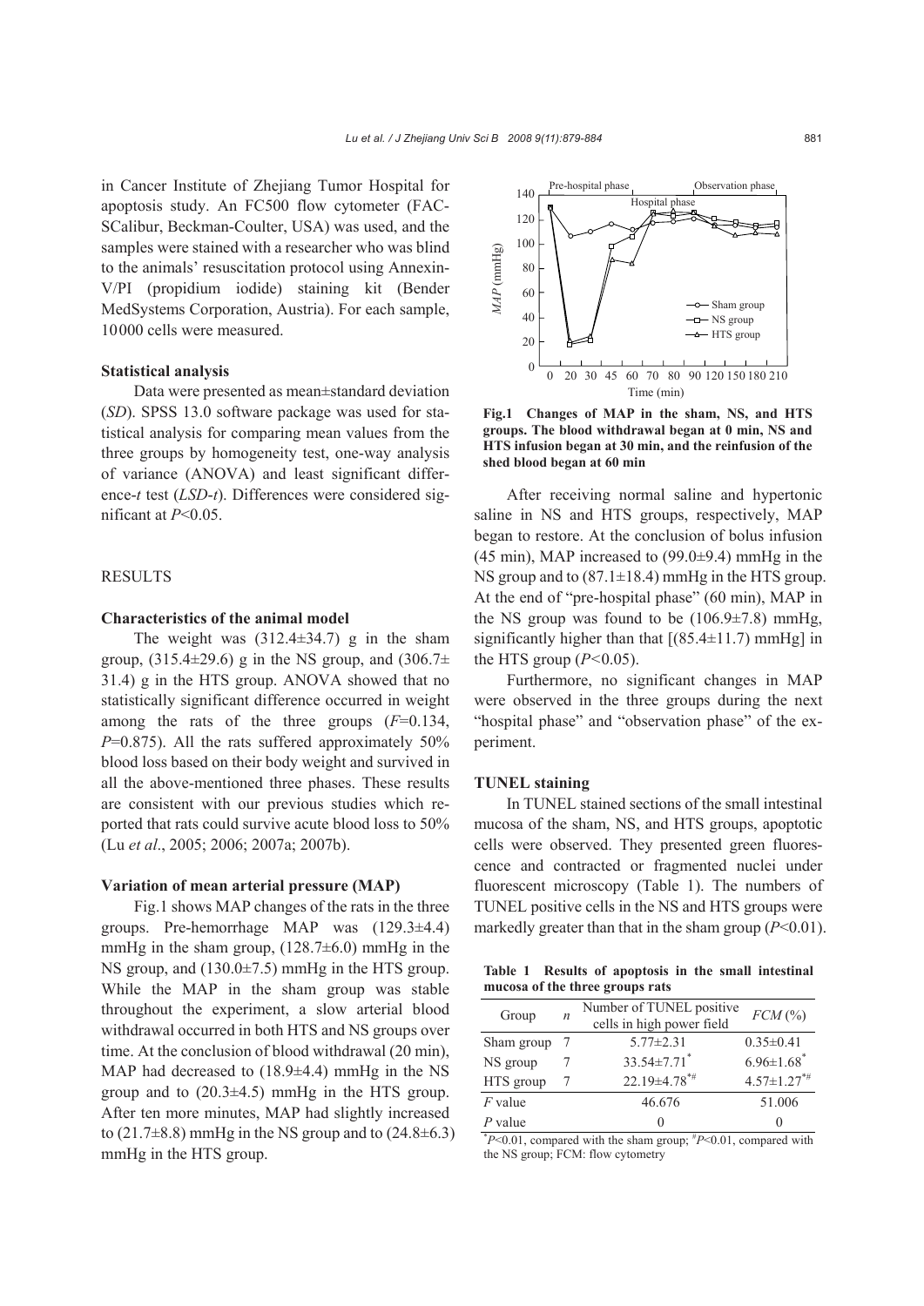in Cancer Institute of Zhejiang Tumor Hospital for apoptosis study. An FC500 flow cytometer (FACSCalibur, Beckman-Coulter, USA) was used, and the samples were stained with a researcher who was blind to the animals' resuscitation protocol using Annexin-V/PI (propidium iodide) staining kit (Bender MedSystems Corporation, Austria). For each sample, 10000 cells were measured.

### Statistical analysis

Data were presented as mean±standard deviation (*SD*). SPSS 13.0 software package was used for statistical analysis for comparing mean values from the three groups by homogeneity test, one-way analysis of variance (ANOVA) and least significant difference-*t* test (*LSD-t*). Differences were considered significant at $P<0.05$.

## RESULTS

### Characteristics of the animal model

The weight was (312.4±34.7) g in the sham group, (315.4±29.6) g in the NS group, and (306.7±31.4) g in the HTS group. ANOVA showed that no statistically significant difference occurred in weight among the rats of the three groups ($F$=0.134, $P$=0.875). All the rats suffered approximately 50% blood loss based on their body weight and survived in all the above-mentioned three phases. These results are consistent with our previous studies which reported that rats could survive acute blood loss to 50% (Lu *et al*., 2005; 2006; 2007a; 2007b).

### Variation of mean arterial pressure (MAP)

Fig.1 shows MAP changes of the rats in the three groups. Pre-hemorrhage MAP was (129.3±4.4) mmHg in the sham group, (128.7±6.0) mmHg in the NS group, and (130.0±7.5) mmHg in the HTS group. While the MAP in the sham group was stable throughout the experiment, a slow arterial blood withdrawal occurred in both HTS and NS groups over time. At the conclusion of blood withdrawal (20 min), MAP had decreased to (18.9±4.4) mmHg in the NS group and to (20.3±4.5) mmHg in the HTS group. After ten more minutes, MAP had slightly increased to (21.7±8.8) mmHg in the NS group and to (24.8±6.3) mmHg in the HTS group.

**Fig.1 Changes of MAP in the sham, NS, and HTS groups. The blood withdrawal began at 0 min, NS and HTS infusion began at 30 min, and the reinfusion of the shed blood began at 60 min**

After receiving normal saline and hypertonic saline in NS and HTS groups, respectively, MAP began to restore. At the conclusion of bolus infusion (45 min), MAP increased to (99.0±9.4) mmHg in the NS group and to (87.1±18.4) mmHg in the HTS group. At the end of "pre-hospital phase" (60 min), MAP in the NS group was found to be (106.9±7.8) mmHg, significantly higher than that [(85.4±11.7) mmHg] in the HTS group ($P<0.05$).

Furthermore, no significant changes in MAP were observed in the three groups during the next "hospital phase" and "observation phase" of the experiment.

### TUNEL staining

In TUNEL stained sections of the small intestinal mucosa of the sham, NS, and HTS groups, apoptotic cells were observed. They presented green fluorescence and contracted or fragmented nuclei under fluorescent microscopy (Table 1). The numbers of TUNEL positive cells in the NS and HTS groups were markedly greater than that in the sham group ($P<0.01$).

**Table 1 Results of apoptosis in the small intestinal mucosa of the three groups rats**

| Group | $n$ | Number of TUNEL positive cells in high power field | *FCM* (%) |
|---|---|---|---|
| Sham group | 7 | 5.77±2.31 | 0.35±0.41 |
| NS group | 7 | 33.54±7.71* | 6.96±1.68* |
| HTS group | 7 | 22.19±4.78*# | 4.57±1.27*# |
| $F$ value | | 46.676 | 51.006 |
| $P$ value | | 0 | 0 |

*$P<0.01$, compared with the sham group; #$P<0.01$, compared with the NS group; FCM: flow cytometry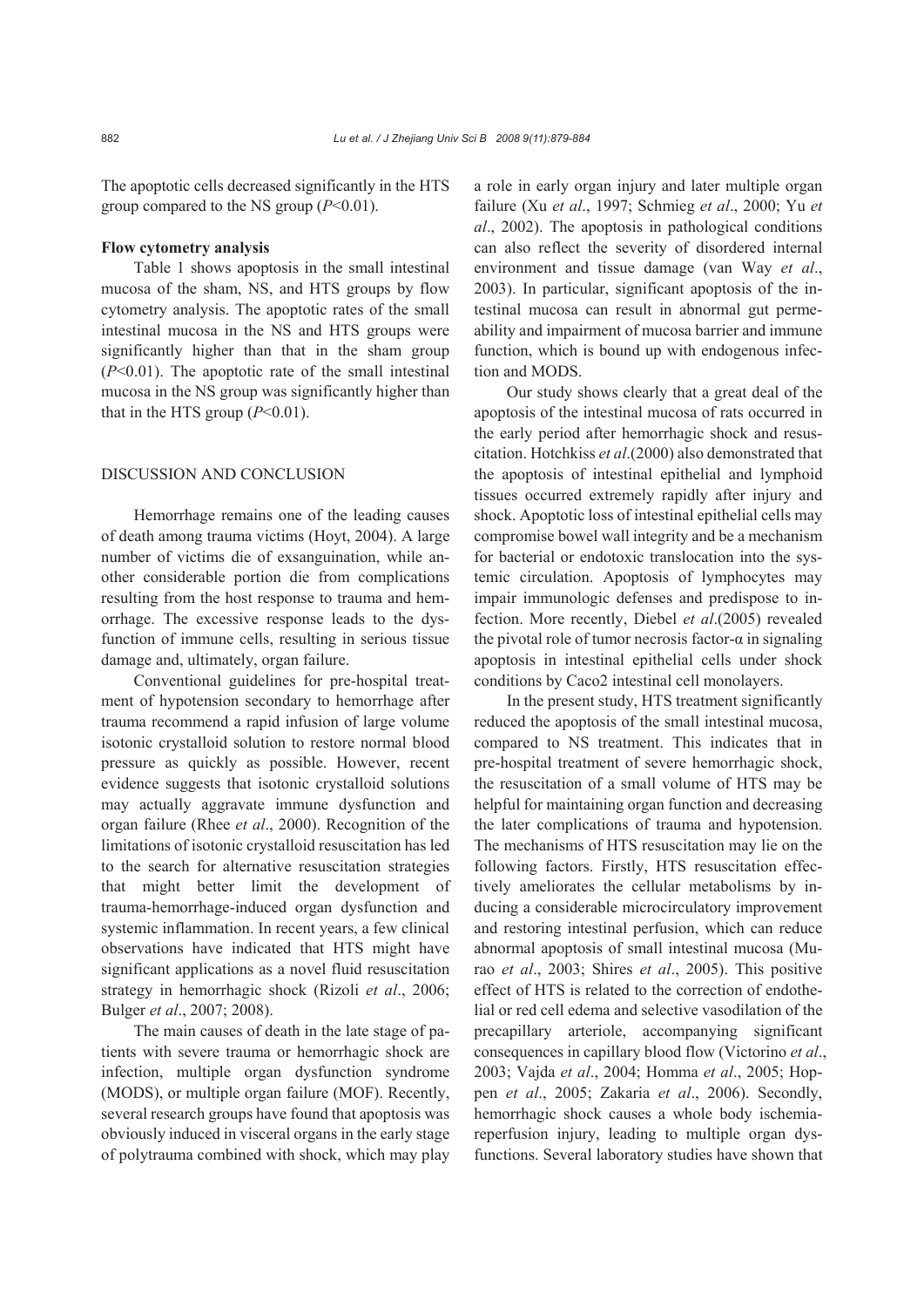The apoptotic cells decreased significantly in the HTS group compared to the NS group ($P<0.01$).

### Flow cytometry analysis

Table 1 shows apoptosis in the small intestinal mucosa of the sham, NS, and HTS groups by flow cytometry analysis. The apoptotic rates of the small intestinal mucosa in the NS and HTS groups were significantly higher than that in the sham group ($P<0.01$). The apoptotic rate of the small intestinal mucosa in the NS group was significantly higher than that in the HTS group ($P<0.01$).

## DISCUSSION AND CONCLUSION

Hemorrhage remains one of the leading causes of death among trauma victims (Hoyt, 2004). A large number of victims die of exsanguination, while another considerable portion die from complications resulting from the host response to trauma and hemorrhage. The excessive response leads to the dysfunction of immune cells, resulting in serious tissue damage and, ultimately, organ failure.

Conventional guidelines for pre-hospital treatment of hypotension secondary to hemorrhage after trauma recommend a rapid infusion of large volume isotonic crystalloid solution to restore normal blood pressure as quickly as possible. However, recent evidence suggests that isotonic crystalloid solutions may actually aggravate immune dysfunction and organ failure (Rhee *et al*., 2000). Recognition of the limitations of isotonic crystalloid resuscitation has led to the search for alternative resuscitation strategies that might better limit the development of trauma-hemorrhage-induced organ dysfunction and systemic inflammation. In recent years, a few clinical observations have indicated that HTS might have significant applications as a novel fluid resuscitation strategy in hemorrhagic shock (Rizoli *et al*., 2006; Bulger *et al*., 2007; 2008).

The main causes of death in the late stage of patients with severe trauma or hemorrhagic shock are infection, multiple organ dysfunction syndrome (MODS), or multiple organ failure (MOF). Recently, several research groups have found that apoptosis was obviously induced in visceral organs in the early stage of polytrauma combined with shock, which may play a role in early organ injury and later multiple organ failure (Xu *et al*., 1997; Schmieg *et al*., 2000; Yu *et al*., 2002). The apoptosis in pathological conditions can also reflect the severity of disordered internal environment and tissue damage (van Way *et al*., 2003). In particular, significant apoptosis of the intestinal mucosa can result in abnormal gut permeability and impairment of mucosa barrier and immune function, which is bound up with endogenous infection and MODS.

Our study shows clearly that a great deal of the apoptosis of the intestinal mucosa of rats occurred in the early period after hemorrhagic shock and resuscitation. Hotchkiss *et al*.(2000) also demonstrated that the apoptosis of intestinal epithelial and lymphoid tissues occurred extremely rapidly after injury and shock. Apoptotic loss of intestinal epithelial cells may compromise bowel wall integrity and be a mechanism for bacterial or endotoxic translocation into the systemic circulation. Apoptosis of lymphocytes may impair immunologic defenses and predispose to infection. More recently, Diebel *et al*.(2005) revealed the pivotal role of tumor necrosis factor-α in signaling apoptosis in intestinal epithelial cells under shock conditions by Caco2 intestinal cell monolayers.

In the present study, HTS treatment significantly reduced the apoptosis of the small intestinal mucosa, compared to NS treatment. This indicates that in pre-hospital treatment of severe hemorrhagic shock, the resuscitation of a small volume of HTS may be helpful for maintaining organ function and decreasing the later complications of trauma and hypotension. The mechanisms of HTS resuscitation may lie on the following factors. Firstly, HTS resuscitation effectively ameliorates the cellular metabolisms by inducing a considerable microcirculatory improvement and restoring intestinal perfusion, which can reduce abnormal apoptosis of small intestinal mucosa (Murao *et al*., 2003; Shires *et al*., 2005). This positive effect of HTS is related to the correction of endothelial or red cell edema and selective vasodilation of the precapillary arteriole, accompanying significant consequences in capillary blood flow (Victorino *et al*., 2003; Vajda *et al*., 2004; Homma *et al*., 2005; Hoppen *et al*., 2005; Zakaria *et al*., 2006). Secondly, hemorrhagic shock causes a whole body ischemia-reperfusion injury, leading to multiple organ dysfunctions. Several laboratory studies have shown that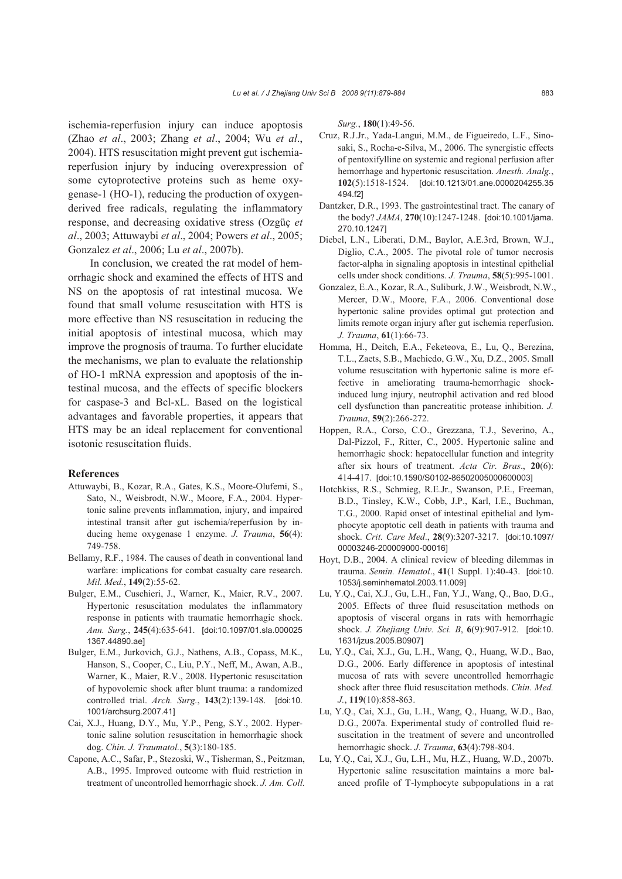ischemia-reperfusion injury can induce apoptosis (Zhao *et al*., 2003; Zhang *et al*., 2004; Wu *et al*., 2004). HTS resuscitation might prevent gut ischemia-reperfusion injury by inducing overexpression of some cytoprotective proteins such as heme oxygenase-1 (HO-1), reducing the production of oxygen-derived free radicals, regulating the inflammatory response, and decreasing oxidative stress (Ozgüç *et al*., 2003; Attuwaybi *et al*., 2004; Powers *et al*., 2005; Gonzalez *et al*., 2006; Lu *et al*., 2007b).

In conclusion, we created the rat model of hemorrhagic shock and examined the effects of HTS and NS on the apoptosis of rat intestinal mucosa. We found that small volume resuscitation with HTS is more effective than NS resuscitation in reducing the initial apoptosis of intestinal mucosa, which may improve the prognosis of trauma. To further elucidate the mechanisms, we plan to evaluate the relationship of HO-1 mRNA expression and apoptosis of the intestinal mucosa, and the effects of specific blockers for caspase-3 and Bcl-xL. Based on the logistical advantages and favorable properties, it appears that HTS may be an ideal replacement for conventional isotonic resuscitation fluids.

## References

Attuwaybi, B., Kozar, R.A., Gates, K.S., Moore-Olufemi, S., Sato, N., Weisbrodt, N.W., Moore, F.A., 2004. Hypertonic saline prevents inflammation, injury, and impaired intestinal transit after gut ischemia/reperfusion by inducing heme oxygenase 1 enzyme. *J. Trauma*, **56**(4): 749-758.

Bellamy, R.F., 1984. The causes of death in conventional land warfare: implications for combat casualty care research. *Mil. Med.*, **149**(2):55-62.

Bulger, E.M., Cuschieri, J., Warner, K., Maier, R.V., 2007. Hypertonic resuscitation modulates the inflammatory response in patients with traumatic hemorrhagic shock. *Ann. Surg.*, **245**(4):635-641. [doi:10.1097/01.sla.0000251367.44890.ae]

Bulger, E.M., Jurkovich, G.J., Nathens, A.B., Copass, M.K., Hanson, S., Cooper, C., Liu, P.Y., Neff, M., Awan, A.B., Warner, K., Maier, R.V., 2008. Hypertonic resuscitation of hypovolemic shock after blunt trauma: a randomized controlled trial. *Arch. Surg.*, **143**(2):139-148. [doi:10.1001/archsurg.2007.41]

Cai, X.J., Huang, D.Y., Mu, Y.P., Peng, S.Y., 2002. Hypertonic saline solution resuscitation in hemorrhagic shock dog. *Chin. J. Traumatol.*, **5**(3):180-185.

Capone, A.C., Safar, P., Stezoski, W., Tisherman, S., Peitzman, A.B., 1995. Improved outcome with fluid restriction in treatment of uncontrolled hemorrhagic shock. *J. Am. Coll. Surg.*, **180**(1):49-56.

Cruz, R.J.Jr., Yada-Langui, M.M., de Figueiredo, L.F., Sinosaki, S., Rocha-e-Silva, M., 2006. The synergistic effects of pentoxifylline on systemic and regional perfusion after hemorrhage and hypertonic resuscitation. *Anesth. Analg.*, **102**(5):1518-1524. [doi:10.1213/01.ane.0000204255.35494.f2]

Dantzker, D.R., 1993. The gastrointestinal tract. The canary of the body? *JAMA*, **270**(10):1247-1248. [doi:10.1001/jama.270.10.1247]

Diebel, L.N., Liberati, D.M., Baylor, A.E.3rd, Brown, W.J., Diglio, C.A., 2005. The pivotal role of tumor necrosis factor-alpha in signaling apoptosis in intestinal epithelial cells under shock conditions. *J. Trauma*, **58**(5):995-1001.

Gonzalez, E.A., Kozar, R.A., Suliburk, J.W., Weisbrodt, N.W., Mercer, D.W., Moore, F.A., 2006. Conventional dose hypertonic saline provides optimal gut protection and limits remote organ injury after gut ischemia reperfusion. *J. Trauma*, **61**(1):66-73.

Homma, H., Deitch, E.A., Feketeova, E., Lu, Q., Berezina, T.L., Zaets, S.B., Machiedo, G.W., Xu, D.Z., 2005. Small volume resuscitation with hypertonic saline is more effective in ameliorating trauma-hemorrhagic shock-induced lung injury, neutrophil activation and red blood cell dysfunction than pancreatitic protease inhibition. *J. Trauma*, **59**(2):266-272.

Hoppen, R.A., Corso, C.O., Grezzana, T.J., Severino, A., Dal-Pizzol, F., Ritter, C., 2005. Hypertonic saline and hemorrhagic shock: hepatocellular function and integrity after six hours of treatment. *Acta Cir. Bras*., **20**(6): 414-417. [doi:10.1590/S0102-86502005000600003]

Hotchkiss, R.S., Schmieg, R.E.Jr., Swanson, P.E., Freeman, B.D., Tinsley, K.W., Cobb, J.P., Karl, I.E., Buchman, T.G., 2000. Rapid onset of intestinal epithelial and lymphocyte apoptotic cell death in patients with trauma and shock. *Crit. Care Med*., **28**(9):3207-3217. [doi:10.1097/00003246-200009000-00016]

Hoyt, D.B., 2004. A clinical review of bleeding dilemmas in trauma. *Semin. Hematol*., **41**(1 Suppl. 1):40-43. [doi:10.1053/j.seminhematol.2003.11.009]

Lu, Y.Q., Cai, X.J., Gu, L.H., Fan, Y.J., Wang, Q., Bao, D.G., 2005. Effects of three fluid resuscitation methods on apoptosis of visceral organs in rats with hemorrhagic shock. *J. Zhejiang Univ. Sci. B*, **6**(9):907-912. [doi:10.1631/jzus.2005.B0907]

Lu, Y.Q., Cai, X.J., Gu, L.H., Wang, Q., Huang, W.D., Bao, D.G., 2006. Early difference in apoptosis of intestinal mucosa of rats with severe uncontrolled hemorrhagic shock after three fluid resuscitation methods. *Chin. Med. J.*, **119**(10):858-863.

Lu, Y.Q., Cai, X.J., Gu, L.H., Wang, Q., Huang, W.D., Bao, D.G., 2007a. Experimental study of controlled fluid resuscitation in the treatment of severe and uncontrolled hemorrhagic shock. *J. Trauma*, **63**(4):798-804.

Lu, Y.Q., Cai, X.J., Gu, L.H., Mu, H.Z., Huang, W.D., 2007b. Hypertonic saline resuscitation maintains a more balanced profile of T-lymphocyte subpopulations in a rat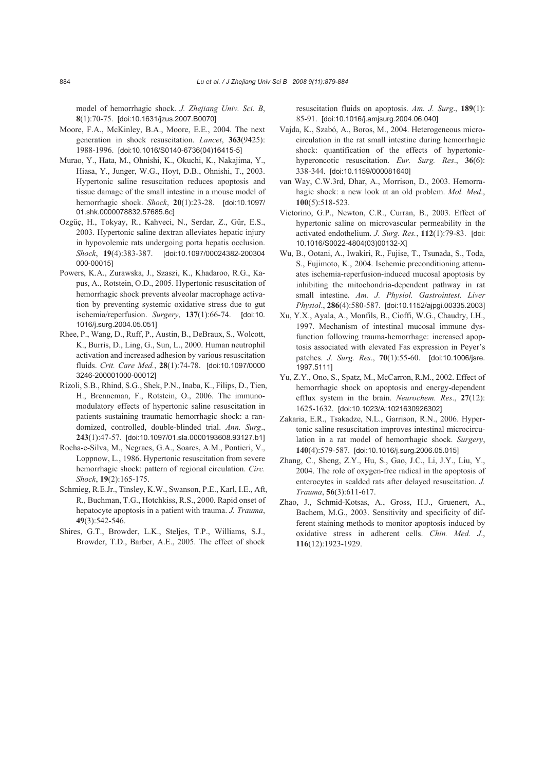model of hemorrhagic shock. *J. Zhejiang Univ. Sci. B*, **8**(1):70-75. [doi:10.1631/jzus.2007.B0070]

Moore, F.A., McKinley, B.A., Moore, E.E., 2004. The next generation in shock resuscitation. *Lancet*, **363**(9425): 1988-1996. [doi:10.1016/S0140-6736(04)16415-5]

Murao, Y., Hata, M., Ohnishi, K., Okuchi, K., Nakajima, Y., Hiasa, Y., Junger, W.G., Hoyt, D.B., Ohnishi, T., 2003. Hypertonic saline resuscitation reduces apoptosis and tissue damage of the small intestine in a mouse model of hemorrhagic shock. *Shock*, **20**(1):23-28. [doi:10.1097/01.shk.0000078832.57685.6c]

Ozgüç, H., Tokyay, R., Kahveci, N., Serdar, Z., Gür, E.S., 2003. Hypertonic saline dextran alleviates hepatic injury in hypovolemic rats undergoing porta hepatis occlusion. *Shock*, **19**(4):383-387. [doi:10.1097/00024382-200304000-00015]

Powers, K.A., Zurawska, J., Szaszi, K., Khadaroo, R.G., Kapus, A., Rotstein, O.D., 2005. Hypertonic resuscitation of hemorrhagic shock prevents alveolar macrophage activation by preventing systemic oxidative stress due to gut ischemia/reperfusion. *Surgery*, **137**(1):66-74. [doi:10.1016/j.surg.2004.05.051]

Rhee, P., Wang, D., Ruff, P., Austin, B., DeBraux, S., Wolcott, K., Burris, D., Ling, G., Sun, L., 2000. Human neutrophil activation and increased adhesion by various resuscitation fluids. *Crit. Care Med.*, **28**(1):74-78. [doi:10.1097/00003246-200001000-00012]

Rizoli, S.B., Rhind, S.G., Shek, P.N., Inaba, K., Filips, D., Tien, H., Brenneman, F., Rotstein, O., 2006. The immunomodulatory effects of hypertonic saline resuscitation in patients sustaining traumatic hemorrhagic shock: a randomized, controlled, double-blinded trial. *Ann. Surg*., **243**(1):47-57. [doi:10.1097/01.sla.0000193608.93127.b1]

Rocha-e-Silva, M., Negraes, G.A., Soares, A.M., Pontieri, V., Loppnow, L., 1986. Hypertonic resuscitation from severe hemorrhagic shock: pattern of regional circulation. *Circ. Shock*, **19**(2):165-175.

Schmieg, R.E.Jr., Tinsley, K.W., Swanson, P.E., Karl, I.E., Aft, R., Buchman, T.G., Hotchkiss, R.S., 2000. Rapid onset of hepatocyte apoptosis in a patient with trauma. *J. Trauma*, **49**(3):542-546.

Shires, G.T., Browder, L.K., Steljes, T.P., Williams, S.J., Browder, T.D., Barber, A.E., 2005. The effect of shock resuscitation fluids on apoptosis. *Am. J. Surg*., **189**(1): 85-91. [doi:10.1016/j.amjsurg.2004.06.040]

Vajda, K., Szabó, A., Boros, M., 2004. Heterogeneous microcirculation in the rat small intestine during hemorrhagic shock: quantification of the effects of hypertonic-hyperoncotic resuscitation. *Eur. Surg. Res*., **36**(6): 338-344. [doi:10.1159/000081640]

van Way, C.W.3rd, Dhar, A., Morrison, D., 2003. Hemorrahagic shock: a new look at an old problem. *Mol. Med*., **100**(5):518-523.

Victorino, G.P., Newton, C.R., Curran, B., 2003. Effect of hypertonic saline on microvascular permeability in the activated endothelium. *J. Surg. Res.*, **112**(1):79-83. [doi:10.1016/S0022-4804(03)00132-X]

Wu, B., Ootani, A., Iwakiri, R., Fujise, T., Tsunada, S., Toda, S., Fujimoto, K., 2004. Ischemic preconditioning attenuates ischemia-reperfusion-induced mucosal apoptosis by inhibiting the mitochondria-dependent pathway in rat small intestine. *Am. J. Physiol. Gastrointest. Liver Physiol*., **286**(4):580-587. [doi:10.1152/ajpgi.00335.2003]

Xu, Y.X., Ayala, A., Monfils, B., Cioffi, W.G., Chaudry, I.H., 1997. Mechanism of intestinal mucosal immune dysfunction following trauma-hemorrhage: increased apoptosis associated with elevated Fas expression in Peyer's patches. *J. Surg. Res*., **70**(1):55-60. [doi:10.1006/jsre.1997.5111]

Yu, Z.Y., Ono, S., Spatz, M., McCarron, R.M., 2002. Effect of hemorrhagic shock on apoptosis and energy-dependent efflux system in the brain. *Neurochem. Res*., **27**(12): 1625-1632. [doi:10.1023/A:1021630926302]

Zakaria, E.R., Tsakadze, N.L., Garrison, R.N., 2006. Hypertonic saline resuscitation improves intestinal microcirculation in a rat model of hemorrhagic shock. *Surgery*, **140**(4):579-587. [doi:10.1016/j.surg.2006.05.015]

Zhang, C., Sheng, Z.Y., Hu, S., Gao, J.C., Li, J.Y., Liu, Y., 2004. The role of oxygen-free radical in the apoptosis of enterocytes in scalded rats after delayed resuscitation. *J. Trauma*, **56**(3):611-617.

Zhao, J., Schmid-Kotsas, A., Gross, H.J., Gruenert, A., Bachem, M.G., 2003. Sensitivity and specificity of different staining methods to monitor apoptosis induced by oxidative stress in adherent cells. *Chin. Med. J*., **116**(12):1923-1929.